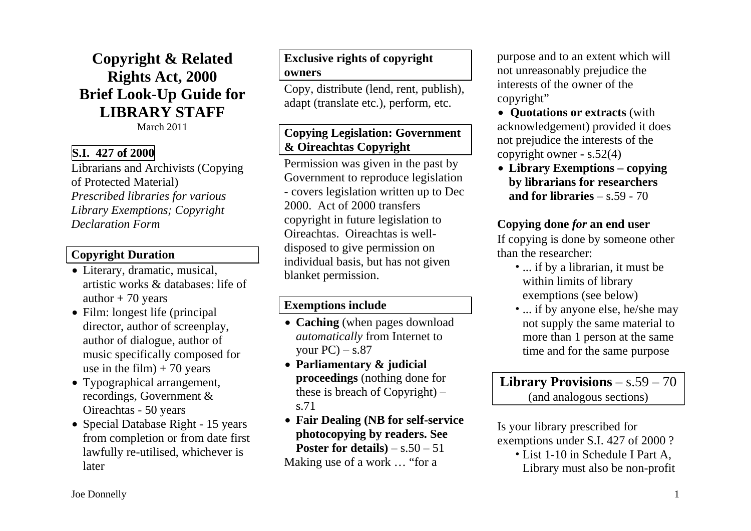# Copyright & Related Rights Act, 2000
# Brief Look-Up Guide for LIBRARY STAFF

March 2011

## S.I. 427 of 2000

Librarians and Archivists (Copying of Protected Material)
*Prescribed libraries for various Library Exemptions; Copyright Declaration Form*

## Copyright Duration

- Literary, dramatic, musical, artistic works & databases: life of author + 70 years
- Film: longest life (principal director, author of screenplay, author of dialogue, author of music specifically composed for use in the film) + 70 years
- Typographical arrangement, recordings, Government & Oireachtas - 50 years
- Special Database Right - 15 years from completion or from date first lawfully re-utilised, whichever is later

## Exclusive rights of copyright owners

Copy, distribute (lend, rent, publish), adapt (translate etc.), perform, etc.

## Copying Legislation: Government & Oireachtas Copyright

Permission was given in the past by Government to reproduce legislation - covers legislation written up to Dec 2000. Act of 2000 transfers copyright in future legislation to Oireachtas. Oireachtas is well-disposed to give permission on individual basis, but has not given blanket permission.

## Exemptions include

- **Caching** (when pages download *automatically* from Internet to your PC) – s.87
- **Parliamentary & judicial proceedings** (nothing done for these is breach of Copyright) – s.71
- **Fair Dealing (NB for self-service photocopying by readers. See Poster for details)** – s.50 – 51

Making use of a work … "for a purpose and to an extent which will not unreasonably prejudice the interests of the owner of the copyright"

- **Quotations or extracts** (with acknowledgement) provided it does not prejudice the interests of the copyright owner - s.52(4)
- **Library Exemptions – copying by librarians for researchers and for libraries** – s.59 - 70

### Copying done *for* an end user

If copying is done by someone other than the researcher:

- ... if by a librarian, it must be within limits of library exemptions (see below)
- ... if by anyone else, he/she may not supply the same material to more than 1 person at the same time and for the same purpose

## Library Provisions – s.59 – 70
(and analogous sections)

Is your library prescribed for exemptions under S.I. 427 of 2000 ?

- List 1-10 in Schedule I Part A, Library must also be non-profit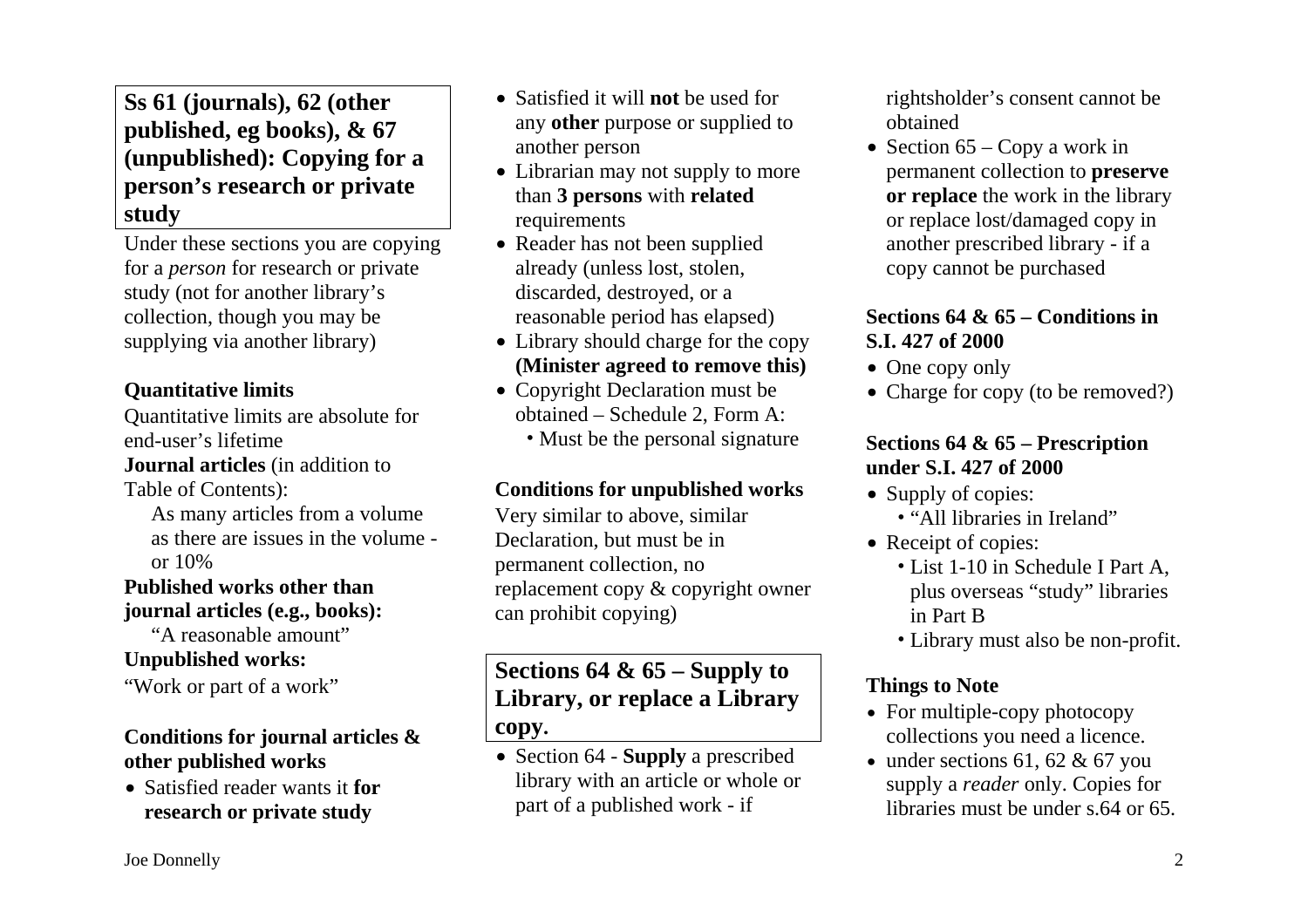## Ss 61 (journals), 62 (other published, eg books), & 67 (unpublished): Copying for a person's research or private study

Under these sections you are copying for a *person* for research or private study (not for another library's collection, though you may be supplying via another library)

### Quantitative limits

Quantitative limits are absolute for end-user's lifetime

**Journal articles** (in addition to Table of Contents):

As many articles from a volume as there are issues in the volume - or 10%

**Published works other than journal articles (e.g., books):**

"A reasonable amount"

**Unpublished works:**

"Work or part of a work"

### Conditions for journal articles & other published works

- Satisfied reader wants it **for research or private study**
- Satisfied it will **not** be used for any **other** purpose or supplied to another person
- Librarian may not supply to more than **3 persons** with **related** requirements
- Reader has not been supplied already (unless lost, stolen, discarded, destroyed, or a reasonable period has elapsed)
- Library should charge for the copy **(Minister agreed to remove this)**
- Copyright Declaration must be obtained – Schedule 2, Form A:
  - Must be the personal signature

### Conditions for unpublished works

Very similar to above, similar Declaration, but must be in permanent collection, no replacement copy & copyright owner can prohibit copying)

## Sections 64 & 65 – Supply to Library, or replace a Library copy.

- Section 64 - **Supply** a prescribed library with an article or whole or part of a published work - if rightsholder's consent cannot be obtained
- Section 65 – Copy a work in permanent collection to **preserve or replace** the work in the library or replace lost/damaged copy in another prescribed library - if a copy cannot be purchased

### Sections 64 & 65 – Conditions in S.I. 427 of 2000

- One copy only
- Charge for copy (to be removed?)

### Sections 64 & 65 – Prescription under S.I. 427 of 2000

- Supply of copies:
  - "All libraries in Ireland"
- Receipt of copies:
  - List 1-10 in Schedule I Part A, plus overseas "study" libraries in Part B
  - Library must also be non-profit.

### Things to Note

- For multiple-copy photocopy collections you need a licence.
- under sections 61, 62 & 67 you supply a *reader* only. Copies for libraries must be under s.64 or 65.